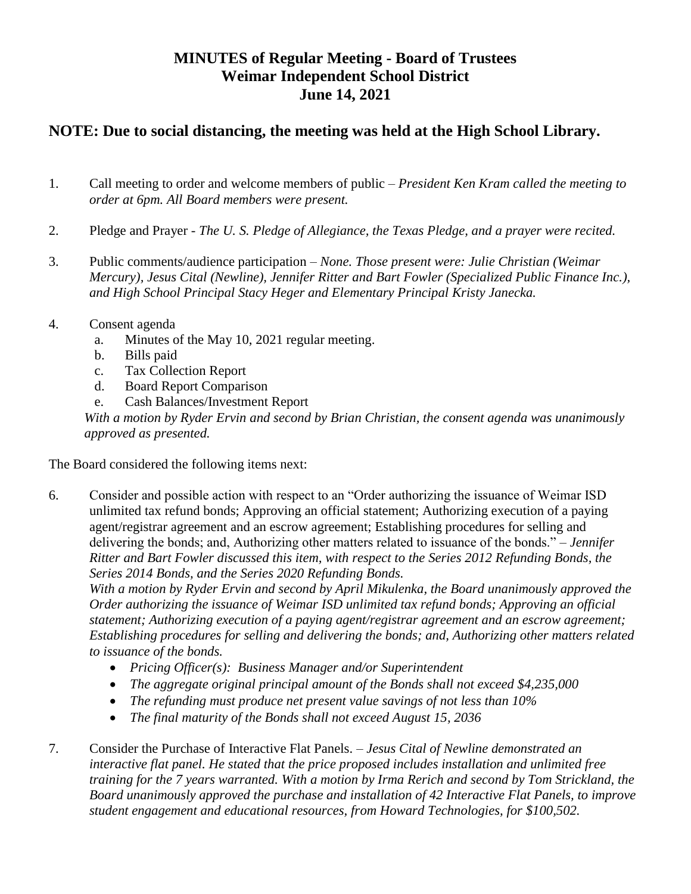# MINUTES of Regular Meeting - Board of Trustees
# Weimar Independent School District
# June 14, 2021

## NOTE: Due to social distancing, the meeting was held at the High School Library.

1. Call meeting to order and welcome members of public – *President Ken Kram called the meeting to order at 6pm. All Board members were present.*

2. Pledge and Prayer - *The U. S. Pledge of Allegiance, the Texas Pledge, and a prayer were recited.*

3. Public comments/audience participation – *None. Those present were: Julie Christian (Weimar Mercury), Jesus Cital (Newline), Jennifer Ritter and Bart Fowler (Specialized Public Finance Inc.), and High School Principal Stacy Heger and Elementary Principal Kristy Janecka.*

4. Consent agenda
   a. Minutes of the May 10, 2021 regular meeting.
   b. Bills paid
   c. Tax Collection Report
   d. Board Report Comparison
   e. Cash Balances/Investment Report

   *With a motion by Ryder Ervin and second by Brian Christian, the consent agenda was unanimously approved as presented.*

The Board considered the following items next:

6. Consider and possible action with respect to an "Order authorizing the issuance of Weimar ISD unlimited tax refund bonds; Approving an official statement; Authorizing execution of a paying agent/registrar agreement and an escrow agreement; Establishing procedures for selling and delivering the bonds; and, Authorizing other matters related to issuance of the bonds." – *Jennifer Ritter and Bart Fowler discussed this item, with respect to the Series 2012 Refunding Bonds, the Series 2014 Bonds, and the Series 2020 Refunding Bonds.*
   *With a motion by Ryder Ervin and second by April Mikulenka, the Board unanimously approved the Order authorizing the issuance of Weimar ISD unlimited tax refund bonds; Approving an official statement; Authorizing execution of a paying agent/registrar agreement and an escrow agreement; Establishing procedures for selling and delivering the bonds; and, Authorizing other matters related to issuance of the bonds.*
   - *Pricing Officer(s): Business Manager and/or Superintendent*
   - *The aggregate original principal amount of the Bonds shall not exceed $4,235,000*
   - *The refunding must produce net present value savings of not less than 10%*
   - *The final maturity of the Bonds shall not exceed August 15, 2036*

7. Consider the Purchase of Interactive Flat Panels. – *Jesus Cital of Newline demonstrated an interactive flat panel. He stated that the price proposed includes installation and unlimited free training for the 7 years warranted. With a motion by Irma Rerich and second by Tom Strickland, the Board unanimously approved the purchase and installation of 42 Interactive Flat Panels, to improve student engagement and educational resources, from Howard Technologies, for $100,502.*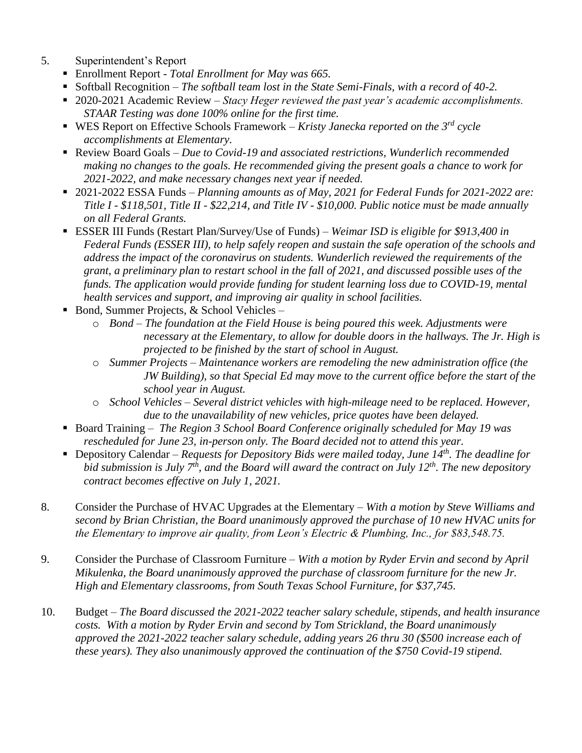5. Superintendent's Report
   - Enrollment Report - *Total Enrollment for May was 665.*
   - Softball Recognition – *The softball team lost in the State Semi-Finals, with a record of 40-2.*
   - 2020-2021 Academic Review – *Stacy Heger reviewed the past year's academic accomplishments. STAAR Testing was done 100% online for the first time.*
   - WES Report on Effective Schools Framework – *Kristy Janecka reported on the 3rd cycle accomplishments at Elementary.*
   - Review Board Goals – *Due to Covid-19 and associated restrictions, Wunderlich recommended making no changes to the goals. He recommended giving the present goals a chance to work for 2021-2022, and make necessary changes next year if needed.*
   - 2021-2022 ESSA Funds – *Planning amounts as of May, 2021 for Federal Funds for 2021-2022 are: Title I - $118,501, Title II - $22,214, and Title IV - $10,000. Public notice must be made annually on all Federal Grants.*
   - ESSER III Funds (Restart Plan/Survey/Use of Funds) – *Weimar ISD is eligible for $913,400 in Federal Funds (ESSER III), to help safely reopen and sustain the safe operation of the schools and address the impact of the coronavirus on students. Wunderlich reviewed the requirements of the grant, a preliminary plan to restart school in the fall of 2021, and discussed possible uses of the funds. The application would provide funding for student learning loss due to COVID-19, mental health services and support, and improving air quality in school facilities.*
   - Bond, Summer Projects, & School Vehicles –
     - *Bond – The foundation at the Field House is being poured this week. Adjustments were necessary at the Elementary, to allow for double doors in the hallways. The Jr. High is projected to be finished by the start of school in August.*
     - *Summer Projects – Maintenance workers are remodeling the new administration office (the JW Building), so that Special Ed may move to the current office before the start of the school year in August.*
     - *School Vehicles – Several district vehicles with high-mileage need to be replaced. However, due to the unavailability of new vehicles, price quotes have been delayed.*
   - Board Training – *The Region 3 School Board Conference originally scheduled for May 19 was rescheduled for June 23, in-person only. The Board decided not to attend this year.*
   - Depository Calendar – *Requests for Depository Bids were mailed today, June 14th. The deadline for bid submission is July 7th, and the Board will award the contract on July 12th. The new depository contract becomes effective on July 1, 2021.*

8. Consider the Purchase of HVAC Upgrades at the Elementary – *With a motion by Steve Williams and second by Brian Christian, the Board unanimously approved the purchase of 10 new HVAC units for the Elementary to improve air quality, from Leon's Electric & Plumbing, Inc., for $83,548.75.*

9. Consider the Purchase of Classroom Furniture – *With a motion by Ryder Ervin and second by April Mikulenka, the Board unanimously approved the purchase of classroom furniture for the new Jr. High and Elementary classrooms, from South Texas School Furniture, for $37,745.*

10. Budget – *The Board discussed the 2021-2022 teacher salary schedule, stipends, and health insurance costs. With a motion by Ryder Ervin and second by Tom Strickland, the Board unanimously approved the 2021-2022 teacher salary schedule, adding years 26 thru 30 ($500 increase each of these years). They also unanimously approved the continuation of the $750 Covid-19 stipend.*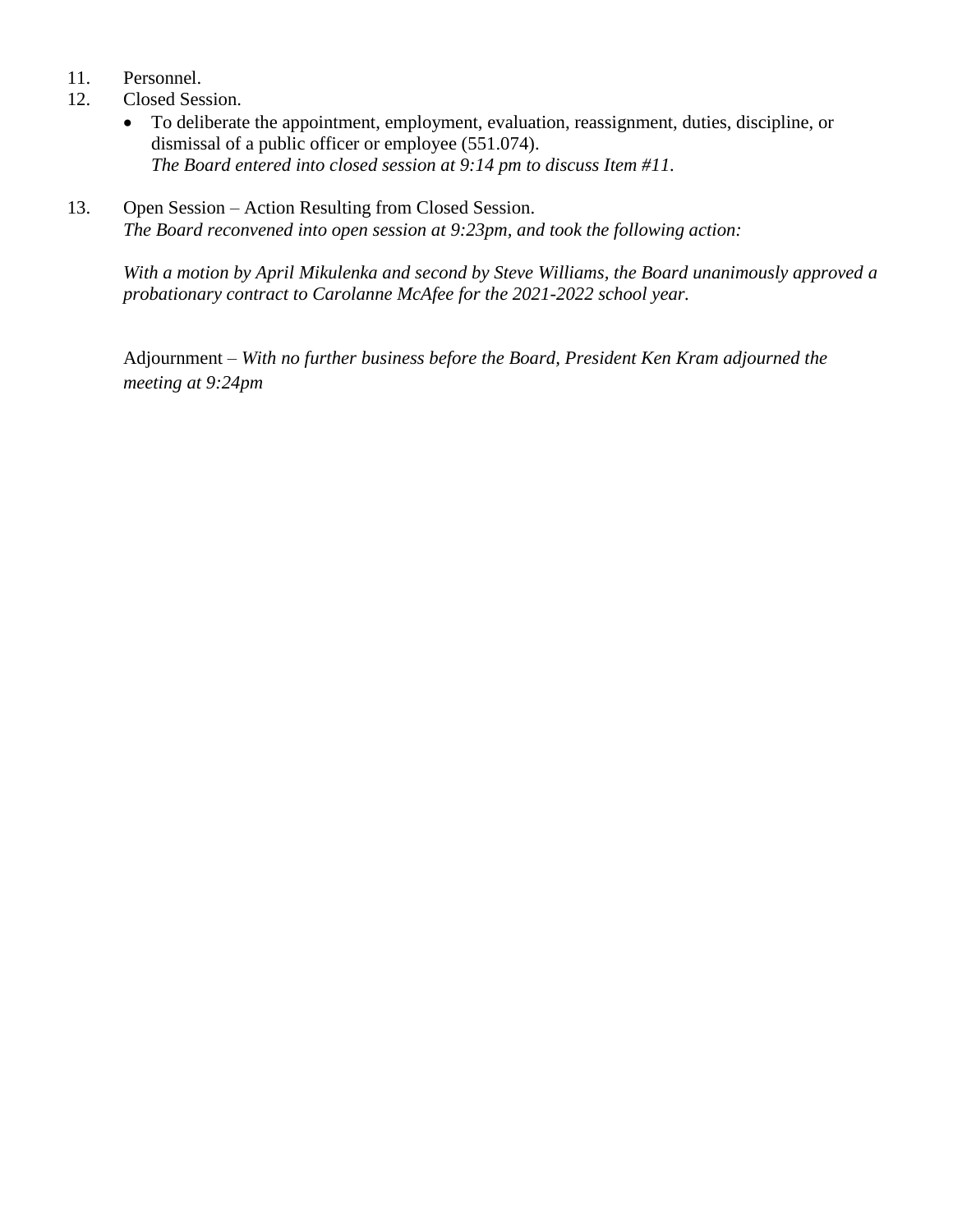11. Personnel.
12. Closed Session.
    - To deliberate the appointment, employment, evaluation, reassignment, duties, discipline, or dismissal of a public officer or employee (551.074).
      *The Board entered into closed session at 9:14 pm to discuss Item #11.*

13. Open Session – Action Resulting from Closed Session.
    *The Board reconvened into open session at 9:23pm, and took the following action:*

    *With a motion by April Mikulenka and second by Steve Williams, the Board unanimously approved a probationary contract to Carolanne McAfee for the 2021-2022 school year.*

    Adjournment – *With no further business before the Board, President Ken Kram adjourned the meeting at 9:24pm*